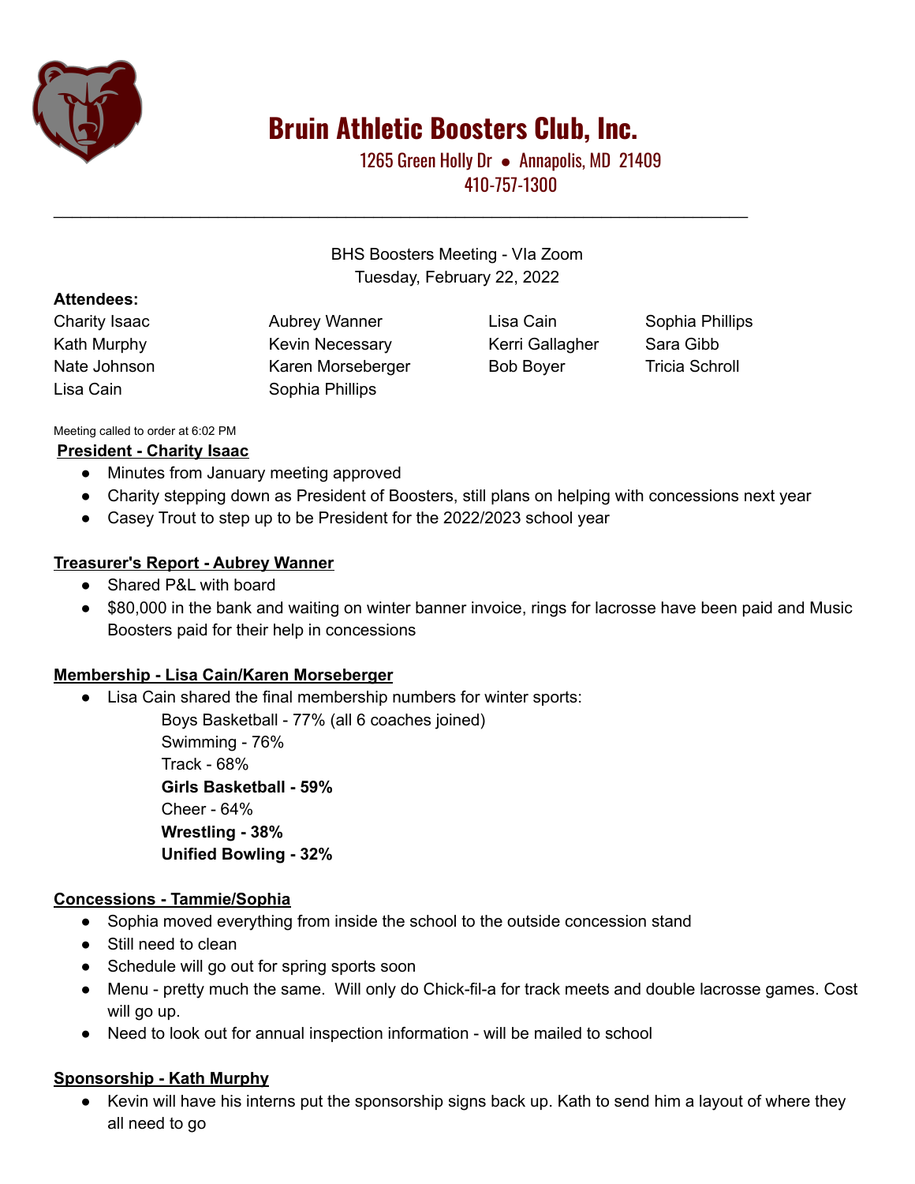# Bruin Athletic Boosters Club, Inc.

1265 Green Holly Dr ● Annapolis, MD 21409
410-757-1300

---

BHS Boosters Meeting - VIa Zoom
Tuesday, February 22, 2022

**Attendees:**

| | | | |
|---|---|---|---|
| Charity Isaac | Aubrey Wanner | Lisa Cain | Sophia Phillips |
| Kath Murphy | Kevin Necessary | Kerri Gallagher | Sara Gibb |
| Nate Johnson | Karen Morseberger | Bob Boyer | Tricia Schroll |
| Lisa Cain | Sophia Phillips | | |

Meeting called to order at 6:02 PM

**President - Charity Isaac**

- Minutes from January meeting approved
- Charity stepping down as President of Boosters, still plans on helping with concessions next year
- Casey Trout to step up to be President for the 2022/2023 school year

**Treasurer's Report - Aubrey Wanner**

- Shared P&L with board
- $80,000 in the bank and waiting on winter banner invoice, rings for lacrosse have been paid and Music Boosters paid for their help in concessions

**Membership - Lisa Cain/Karen Morseberger**

- Lisa Cain shared the final membership numbers for winter sports:
  - Boys Basketball - 77% (all 6 coaches joined)
  - Swimming - 76%
  - Track - 68%
  - **Girls Basketball - 59%**
  - Cheer - 64%
  - **Wrestling - 38%**
  - **Unified Bowling - 32%**

**Concessions - Tammie/Sophia**

- Sophia moved everything from inside the school to the outside concession stand
- Still need to clean
- Schedule will go out for spring sports soon
- Menu - pretty much the same. Will only do Chick-fil-a for track meets and double lacrosse games. Cost will go up.
- Need to look out for annual inspection information - will be mailed to school

**Sponsorship - Kath Murphy**

- Kevin will have his interns put the sponsorship signs back up. Kath to send him a layout of where they all need to go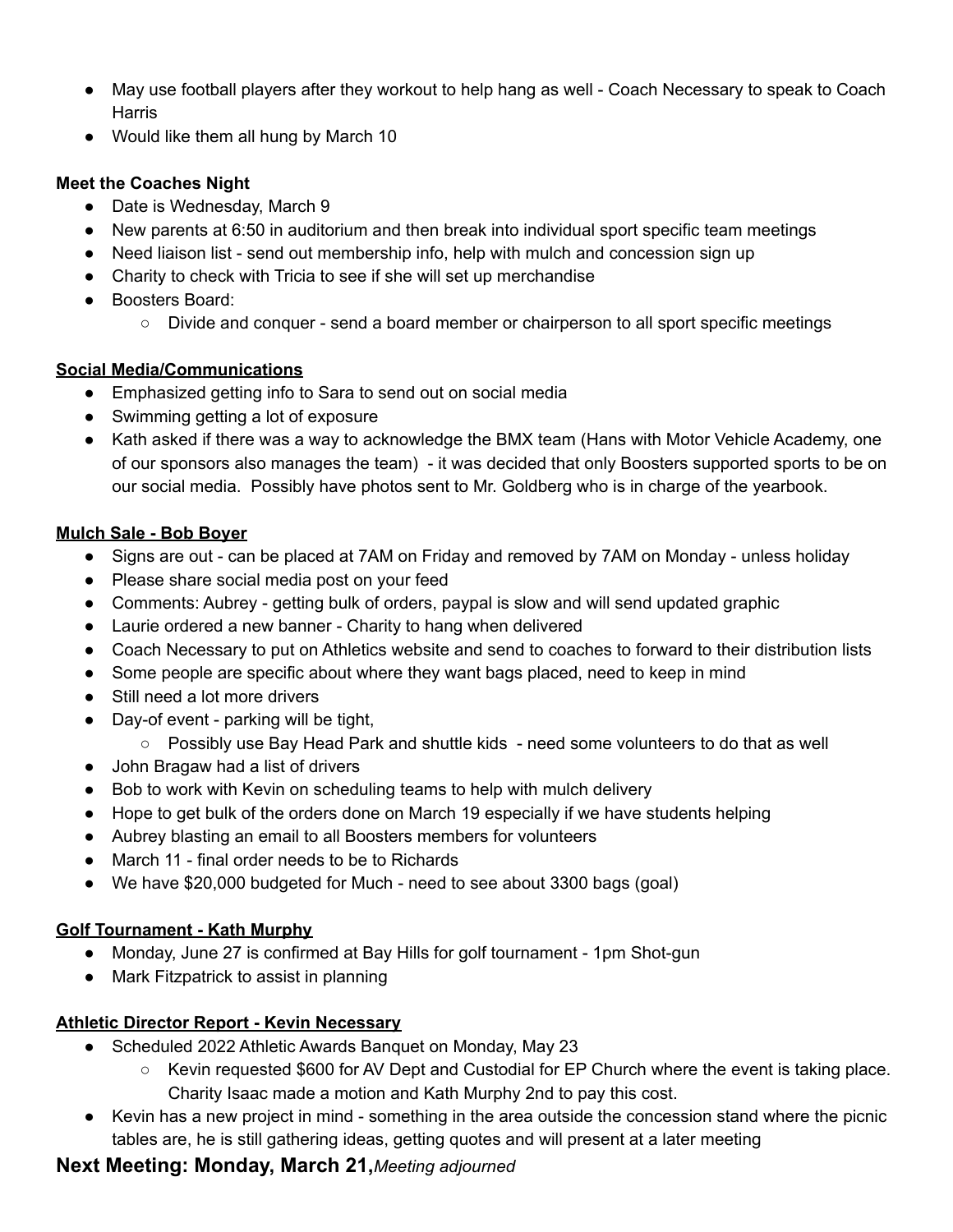- May use football players after they workout to help hang as well - Coach Necessary to speak to Coach Harris
- Would like them all hung by March 10

**Meet the Coaches Night**

- Date is Wednesday, March 9
- New parents at 6:50 in auditorium and then break into individual sport specific team meetings
- Need liaison list - send out membership info, help with mulch and concession sign up
- Charity to check with Tricia to see if she will set up merchandise
- Boosters Board:
    - Divide and conquer - send a board member or chairperson to all sport specific meetings

**Social Media/Communications**

- Emphasized getting info to Sara to send out on social media
- Swimming getting a lot of exposure
- Kath asked if there was a way to acknowledge the BMX team (Hans with Motor Vehicle Academy, one of our sponsors also manages the team) - it was decided that only Boosters supported sports to be on our social media. Possibly have photos sent to Mr. Goldberg who is in charge of the yearbook.

**Mulch Sale - Bob Boyer**

- Signs are out - can be placed at 7AM on Friday and removed by 7AM on Monday - unless holiday
- Please share social media post on your feed
- Comments: Aubrey - getting bulk of orders, paypal is slow and will send updated graphic
- Laurie ordered a new banner - Charity to hang when delivered
- Coach Necessary to put on Athletics website and send to coaches to forward to their distribution lists
- Some people are specific about where they want bags placed, need to keep in mind
- Still need a lot more drivers
- Day-of event - parking will be tight,
    - Possibly use Bay Head Park and shuttle kids - need some volunteers to do that as well
- John Bragaw had a list of drivers
- Bob to work with Kevin on scheduling teams to help with mulch delivery
- Hope to get bulk of the orders done on March 19 especially if we have students helping
- Aubrey blasting an email to all Boosters members for volunteers
- March 11 - final order needs to be to Richards
- We have $20,000 budgeted for Much - need to see about 3300 bags (goal)

**Golf Tournament - Kath Murphy**

- Monday, June 27 is confirmed at Bay Hills for golf tournament - 1pm Shot-gun
- Mark Fitzpatrick to assist in planning

**Athletic Director Report - Kevin Necessary**

- Scheduled 2022 Athletic Awards Banquet on Monday, May 23
    - Kevin requested $600 for AV Dept and Custodial for EP Church where the event is taking place. Charity Isaac made a motion and Kath Murphy 2nd to pay this cost.
- Kevin has a new project in mind - something in the area outside the concession stand where the picnic tables are, he is still gathering ideas, getting quotes and will present at a later meeting

## Next Meeting: Monday, March 21, *Meeting adjourned*